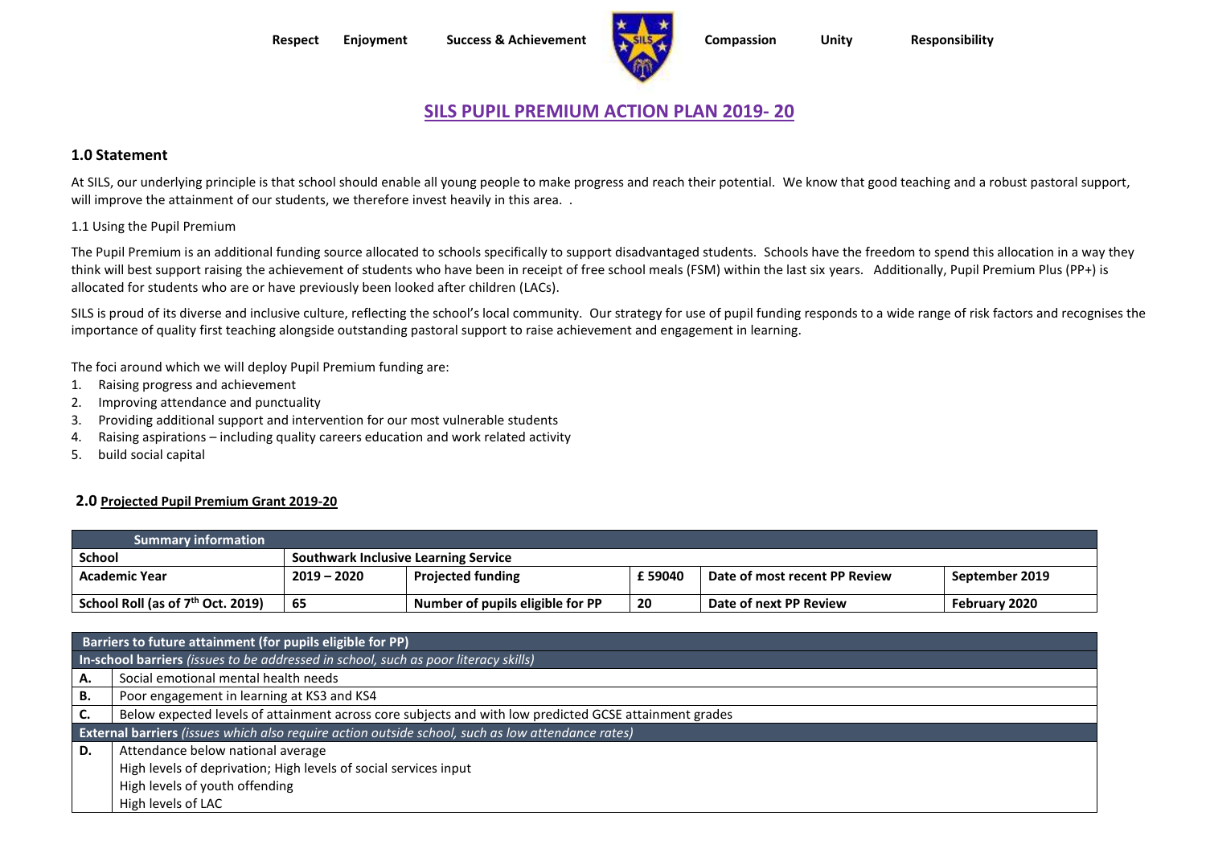Respect Enjoyment Success & Achievement Compassion Unity Responsibility

# SILS PUPIL PREMIUM ACTION PLAN 2019- 20

## 1.0 Statement

At SILS, our underlying principle is that school should enable all young people to make progress and reach their potential. We know that good teaching and a robust pastoral support, will improve the attainment of our students, we therefore invest heavily in this area. .

1.1 Using the Pupil Premium

The Pupil Premium is an additional funding source allocated to schools specifically to support disadvantaged students. Schools have the freedom to spend this allocation in a way they think will best support raising the achievement of students who have been in receipt of free school meals (FSM) within the last six years. Additionally, Pupil Premium Plus (PP+) is allocated for students who are or have previously been looked after children (LACs).

SILS is proud of its diverse and inclusive culture, reflecting the school's local community. Our strategy for use of pupil funding responds to a wide range of risk factors and recognises the importance of quality first teaching alongside outstanding pastoral support to raise achievement and engagement in learning.

The foci around which we will deploy Pupil Premium funding are:

1. Raising progress and achievement
2. Improving attendance and punctuality
3. Providing additional support and intervention for our most vulnerable students
4. Raising aspirations – including quality careers education and work related activity
5. build social capital

## 2.0 Projected Pupil Premium Grant 2019-20

| Summary information | | | | | |
|---|---|---|---|---|---|
| **School** | **Southwark Inclusive Learning Service** | | | | |
| **Academic Year** | **2019 – 2020** | **Projected funding** | **£ 59040** | **Date of most recent PP Review** | **September 2019** |
| **School Roll (as of 7th Oct. 2019)** | **65** | **Number of pupils eligible for PP** | **20** | **Date of next PP Review** | **February 2020** |

| Barriers to future attainment (for pupils eligible for PP) | |
|---|---|
| **In-school barriers** *(issues to be addressed in school, such as poor literacy skills)* | |
| **A.** | Social emotional mental health needs |
| **B.** | Poor engagement in learning at KS3 and KS4 |
| **C.** | Below expected levels of attainment across core subjects and with low predicted GCSE attainment grades |
| **External barriers** *(issues which also require action outside school, such as low attendance rates)* | |
| **D.** | Attendance below national average<br>High levels of deprivation; High levels of social services input<br>High levels of youth offending<br>High levels of LAC |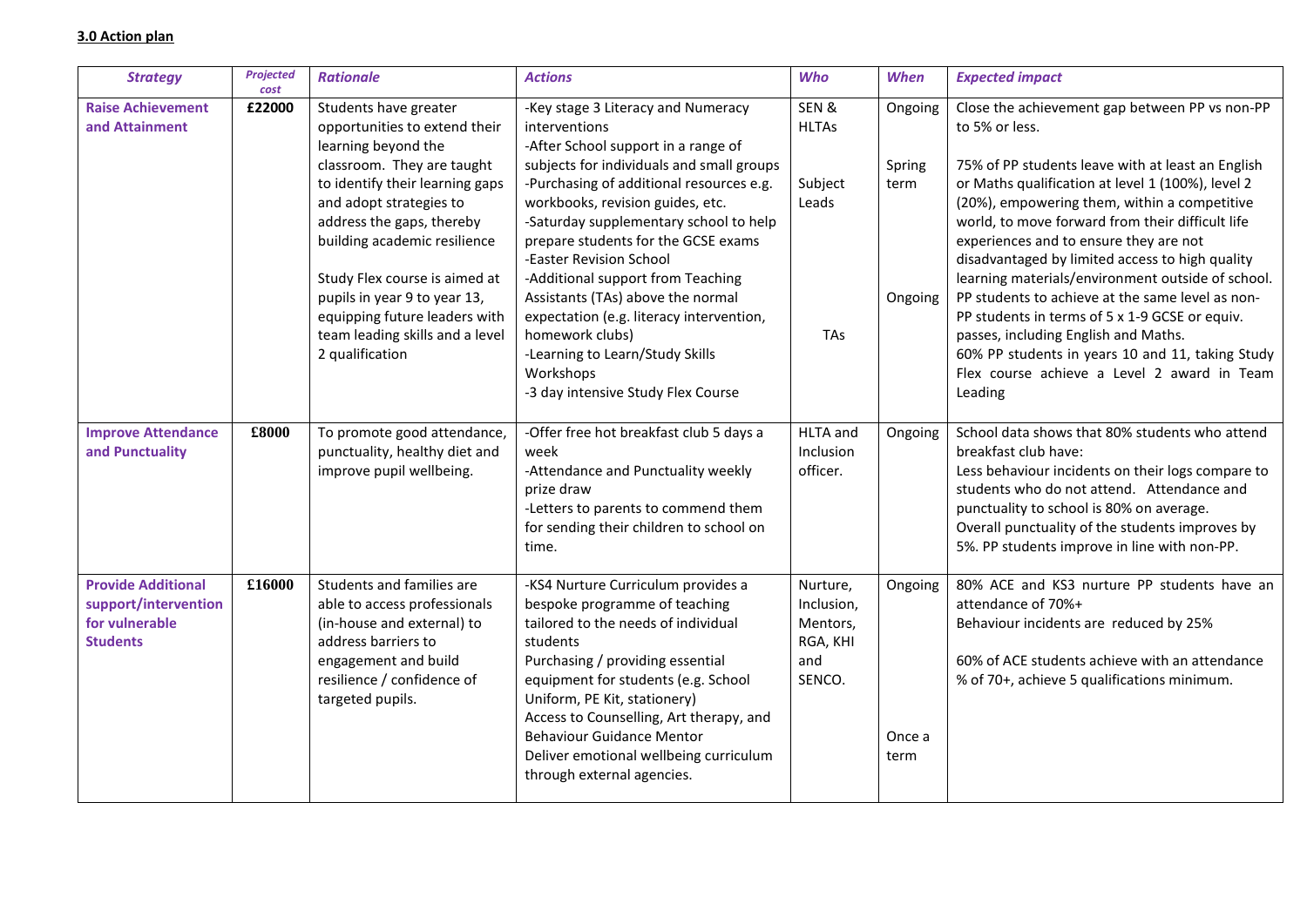**3.0 Action plan**

| Strategy | Projected cost | Rationale | Actions | Who | When | Expected impact |
|---|---|---|---|---|---|---|
| **Raise Achievement and Attainment** | **£22000** | Students have greater opportunities to extend their learning beyond the classroom. They are taught to identify their learning gaps and adopt strategies to address the gaps, thereby building academic resilience<br><br>Study Flex course is aimed at pupils in year 9 to year 13, equipping future leaders with team leading skills and a level 2 qualification | -Key stage 3 Literacy and Numeracy interventions<br>-After School support in a range of subjects for individuals and small groups<br>-Purchasing of additional resources e.g. workbooks, revision guides, etc.<br>-Saturday supplementary school to help prepare students for the GCSE exams<br>-Easter Revision School<br>-Additional support from Teaching Assistants (TAs) above the normal expectation (e.g. literacy intervention, homework clubs)<br>-Learning to Learn/Study Skills Workshops<br>-3 day intensive Study Flex Course | SEN & HLTAs<br><br>Subject Leads<br><br>TAs | Ongoing<br><br>Spring term<br><br>Ongoing | Close the achievement gap between PP vs non-PP to 5% or less.<br><br>75% of PP students leave with at least an English or Maths qualification at level 1 (100%), level 2 (20%), empowering them, within a competitive world, to move forward from their difficult life experiences and to ensure they are not disadvantaged by limited access to high quality learning materials/environment outside of school.<br>PP students to achieve at the same level as non-PP students in terms of 5 x 1-9 GCSE or equiv. passes, including English and Maths.<br>60% PP students in years 10 and 11, taking Study Flex course achieve a Level 2 award in Team Leading |
| **Improve Attendance and Punctuality** | **£8000** | To promote good attendance, punctuality, healthy diet and improve pupil wellbeing. | -Offer free hot breakfast club 5 days a week<br>-Attendance and Punctuality weekly prize draw<br>-Letters to parents to commend them for sending their children to school on time. | HLTA and Inclusion officer. | Ongoing | School data shows that 80% students who attend breakfast club have:<br>Less behaviour incidents on their logs compare to students who do not attend. Attendance and punctuality to school is 80% on average.<br>Overall punctuality of the students improves by 5%. PP students improve in line with non-PP. |
| **Provide Additional support/intervention for vulnerable Students** | **£16000** | Students and families are able to access professionals (in-house and external) to address barriers to engagement and build resilience / confidence of targeted pupils. | -KS4 Nurture Curriculum provides a bespoke programme of teaching tailored to the needs of individual students<br>Purchasing / providing essential equipment for students (e.g. School Uniform, PE Kit, stationery)<br>Access to Counselling, Art therapy, and Behaviour Guidance Mentor<br>Deliver emotional wellbeing curriculum through external agencies. | Nurture, Inclusion, Mentors, RGA, KHI and SENCO. | Ongoing<br><br>Once a term | 80% ACE and KS3 nurture PP students have an attendance of 70%+<br>Behaviour incidents are reduced by 25%<br><br>60% of ACE students achieve with an attendance % of 70+, achieve 5 qualifications minimum. |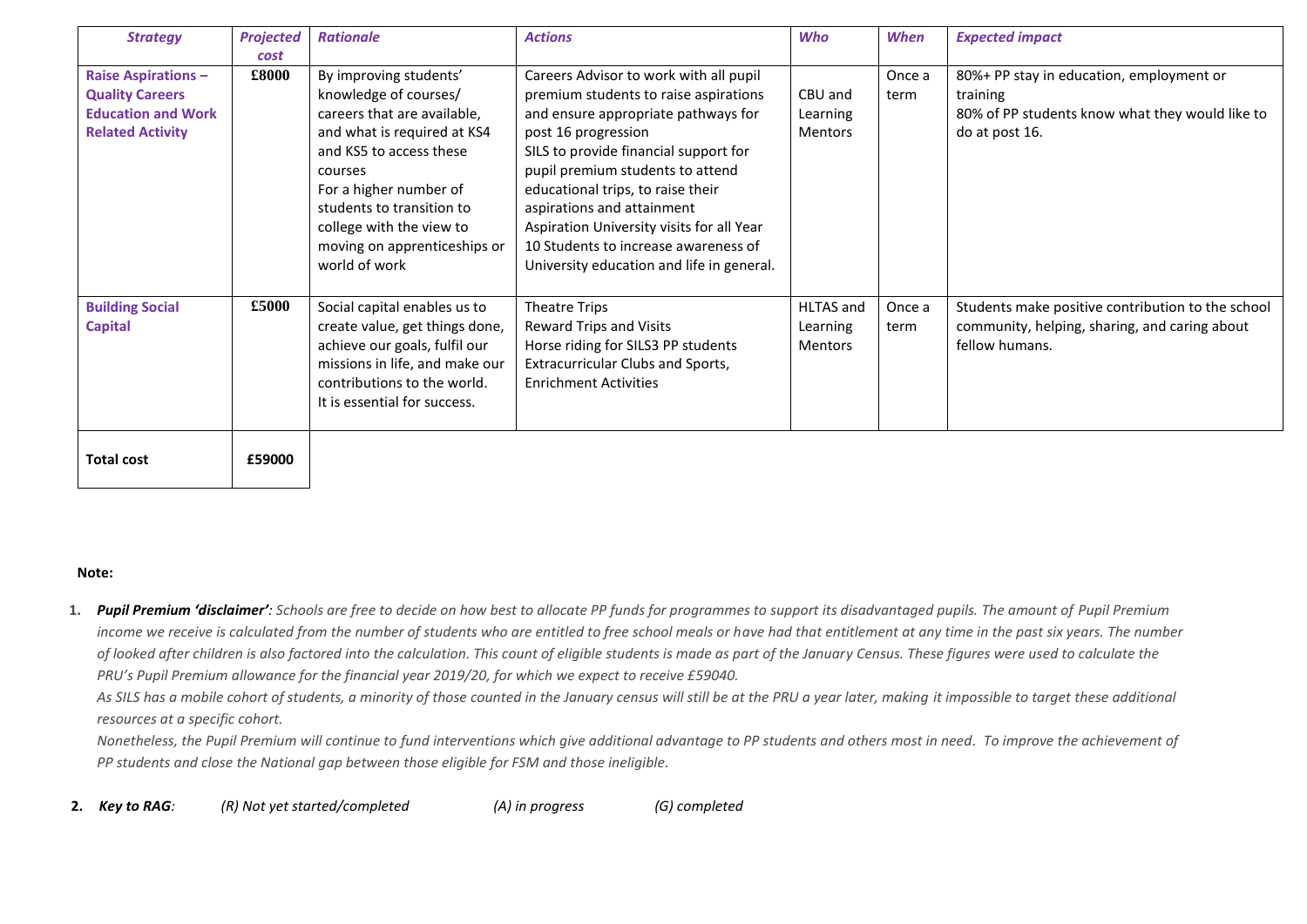| *Strategy* | *Projected cost* | *Rationale* | *Actions* | *Who* | *When* | *Expected impact* |
|---|---|---|---|---|---|---|
| **Raise Aspirations – Quality Careers Education and Work Related Activity** | **£8000** | By improving students' knowledge of courses/ careers that are available, and what is required at KS4 and KS5 to access these courses<br>For a higher number of students to transition to college with the view to moving on apprenticeships or world of work | Careers Advisor to work with all pupil premium students to raise aspirations and ensure appropriate pathways for post 16 progression<br>SILS to provide financial support for pupil premium students to attend educational trips, to raise their aspirations and attainment<br>Aspiration University visits for all Year 10 Students to increase awareness of University education and life in general. | CBU and Learning Mentors | Once a term | 80%+ PP stay in education, employment or training<br>80% of PP students know what they would like to do at post 16. |
| **Building Social Capital** | **£5000** | Social capital enables us to create value, get things done, achieve our goals, fulfil our missions in life, and make our contributions to the world. It is essential for success. | Theatre Trips<br>Reward Trips and Visits<br>Horse riding for SILS3 PP students<br>Extracurricular Clubs and Sports,<br>Enrichment Activities | HLTAS and Learning Mentors | Once a term | Students make positive contribution to the school community, helping, sharing, and caring about fellow humans. |
| **Total cost** | **£59000** | | | | | |

**Note:**

1. ***Pupil Premium 'disclaimer'****: Schools are free to decide on how best to allocate PP funds for programmes to support its disadvantaged pupils. The amount of Pupil Premium income we receive is calculated from the number of students who are entitled to free school meals or have had that entitlement at any time in the past six years. The number of looked after children is also factored into the calculation. This count of eligible students is made as part of the January Census. These figures were used to calculate the PRU's Pupil Premium allowance for the financial year 2019/20, for which we expect to receive £59040.*

   *As SILS has a mobile cohort of students, a minority of those counted in the January census will still be at the PRU a year later, making it impossible to target these additional resources at a specific cohort.*

   *Nonetheless, the Pupil Premium will continue to fund interventions which give additional advantage to PP students and others most in need. To improve the achievement of PP students and close the National gap between those eligible for FSM and those ineligible.*

2. ***Key to RAG****:* *(R) Not yet started/completed* *(A) in progress* *(G) completed*